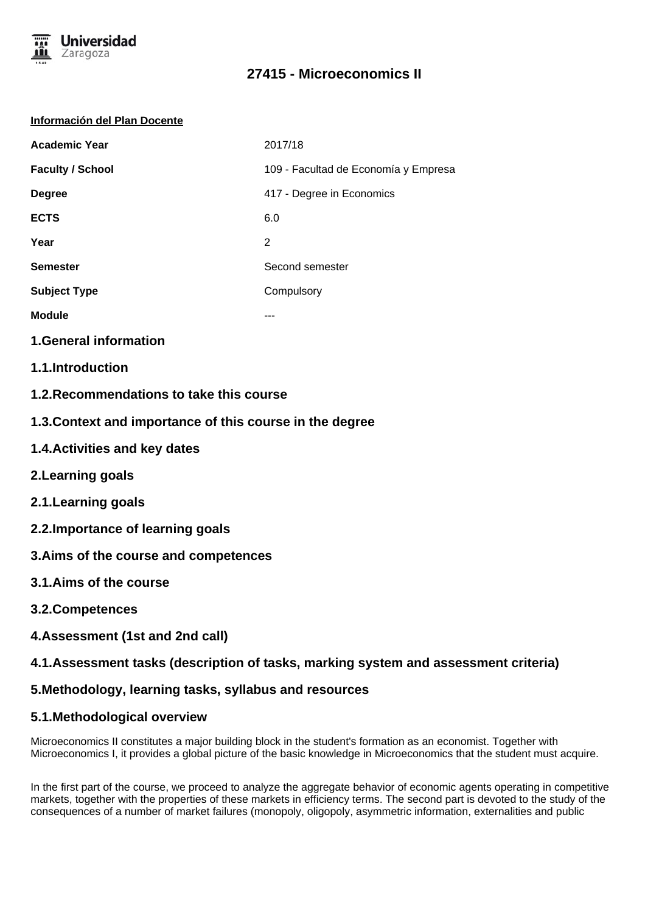Universidad Zaragoza

# 27415 - Microeconomics II

**Información del Plan Docente**

| | |
|---|---|
| **Academic Year** | 2017/18 |
| **Faculty / School** | 109 - Facultad de Economía y Empresa |
| **Degree** | 417 - Degree in Economics |
| **ECTS** | 6.0 |
| **Year** | 2 |
| **Semester** | Second semester |
| **Subject Type** | Compulsory |
| **Module** | --- |

## 1.General information

## 1.1.Introduction

## 1.2.Recommendations to take this course

## 1.3.Context and importance of this course in the degree

## 1.4.Activities and key dates

## 2.Learning goals

## 2.1.Learning goals

## 2.2.Importance of learning goals

## 3.Aims of the course and competences

## 3.1.Aims of the course

## 3.2.Competences

## 4.Assessment (1st and 2nd call)

## 4.1.Assessment tasks (description of tasks, marking system and assessment criteria)

## 5.Methodology, learning tasks, syllabus and resources

## 5.1.Methodological overview

Microeconomics II constitutes a major building block in the student's formation as an economist. Together with Microeconomics I, it provides a global picture of the basic knowledge in Microeconomics that the student must acquire.

In the first part of the course, we proceed to analyze the aggregate behavior of economic agents operating in competitive markets, together with the properties of these markets in efficiency terms. The second part is devoted to the study of the consequences of a number of market failures (monopoly, oligopoly, asymmetric information, externalities and public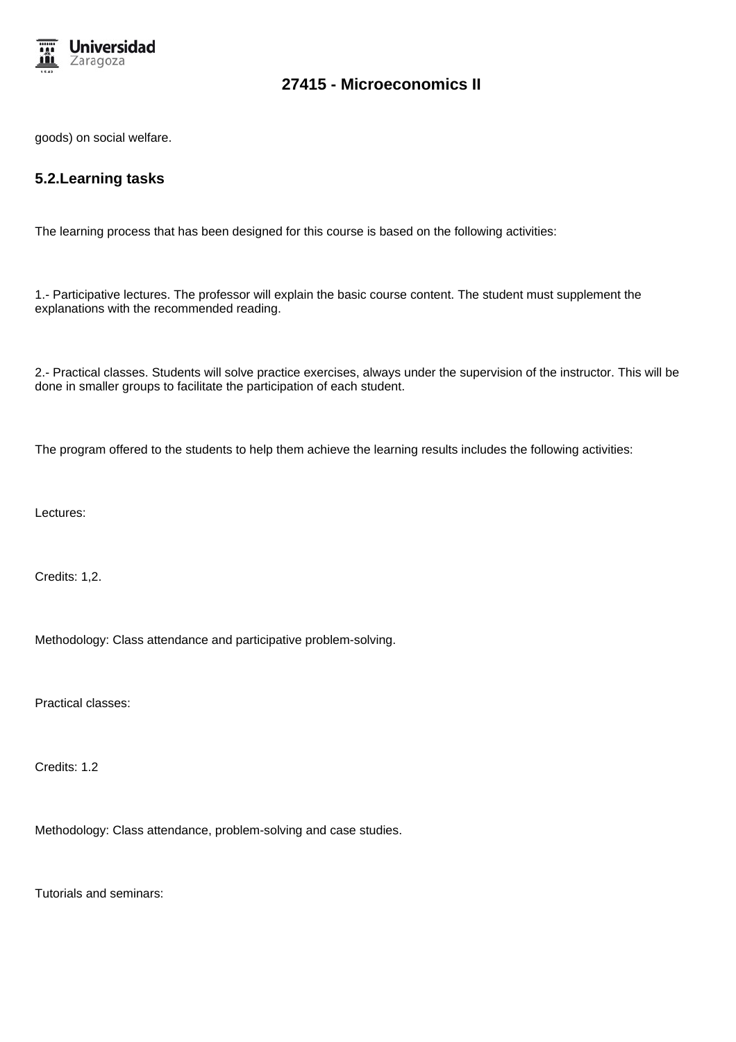goods) on social welfare.

## 5.2.Learning tasks

The learning process that has been designed for this course is based on the following activities:

1.- Participative lectures. The professor will explain the basic course content. The student must supplement the explanations with the recommended reading.

2.- Practical classes. Students will solve practice exercises, always under the supervision of the instructor. This will be done in smaller groups to facilitate the participation of each student.

The program offered to the students to help them achieve the learning results includes the following activities:

Lectures:

Credits: 1,2.

Methodology: Class attendance and participative problem-solving.

Practical classes:

Credits: 1.2

Methodology: Class attendance, problem-solving and case studies.

Tutorials and seminars: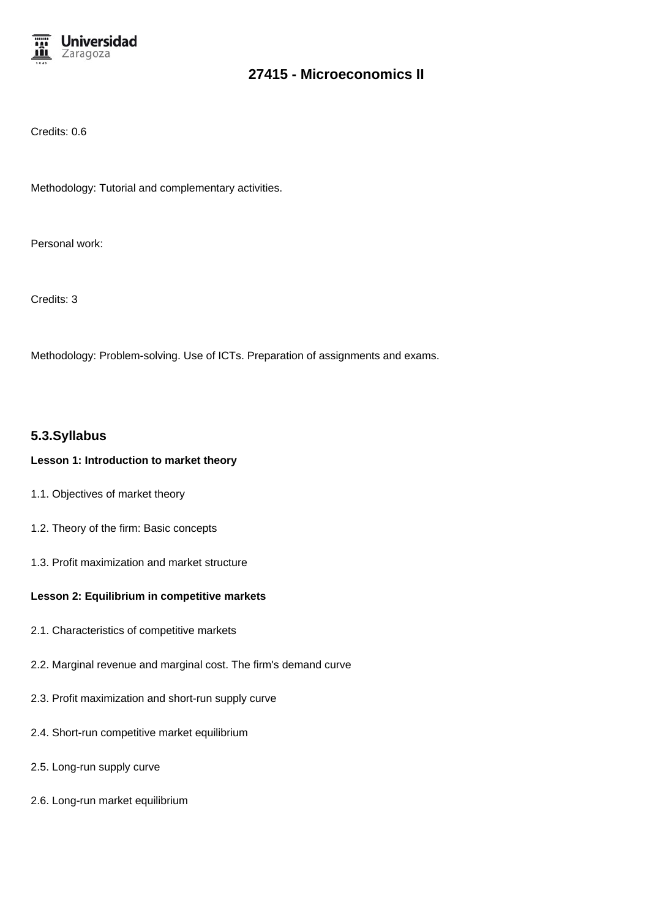Credits: 0.6

Methodology: Tutorial and complementary activities.

Personal work:

Credits: 3

Methodology: Problem-solving. Use of ICTs. Preparation of assignments and exams.

## 5.3.Syllabus

**Lesson 1: Introduction to market theory**

1.1. Objectives of market theory

1.2. Theory of the firm: Basic concepts

1.3. Profit maximization and market structure

**Lesson 2: Equilibrium in competitive markets**

2.1. Characteristics of competitive markets

2.2. Marginal revenue and marginal cost. The firm's demand curve

2.3. Profit maximization and short-run supply curve

2.4. Short-run competitive market equilibrium

2.5. Long-run supply curve

2.6. Long-run market equilibrium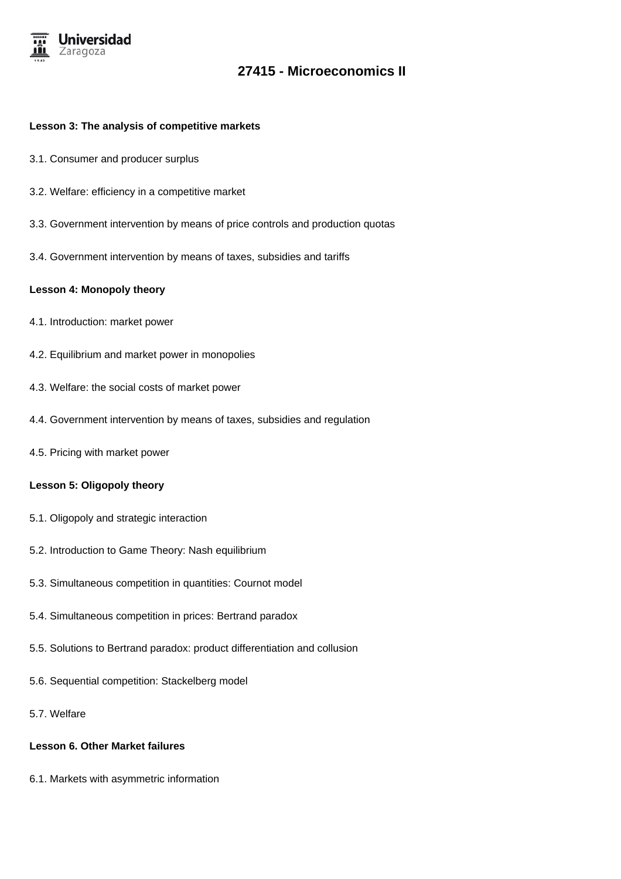# 27415 - Microeconomics II

**Lesson 3: The analysis of competitive markets**

3.1. Consumer and producer surplus

3.2. Welfare: efficiency in a competitive market

3.3. Government intervention by means of price controls and production quotas

3.4. Government intervention by means of taxes, subsidies and tariffs

**Lesson 4: Monopoly theory**

4.1. Introduction: market power

4.2. Equilibrium and market power in monopolies

4.3. Welfare: the social costs of market power

4.4. Government intervention by means of taxes, subsidies and regulation

4.5. Pricing with market power

**Lesson 5: Oligopoly theory**

5.1. Oligopoly and strategic interaction

5.2. Introduction to Game Theory: Nash equilibrium

5.3. Simultaneous competition in quantities: Cournot model

5.4. Simultaneous competition in prices: Bertrand paradox

5.5. Solutions to Bertrand paradox: product differentiation and collusion

5.6. Sequential competition: Stackelberg model

5.7. Welfare

**Lesson 6. Other Market failures**

6.1. Markets with asymmetric information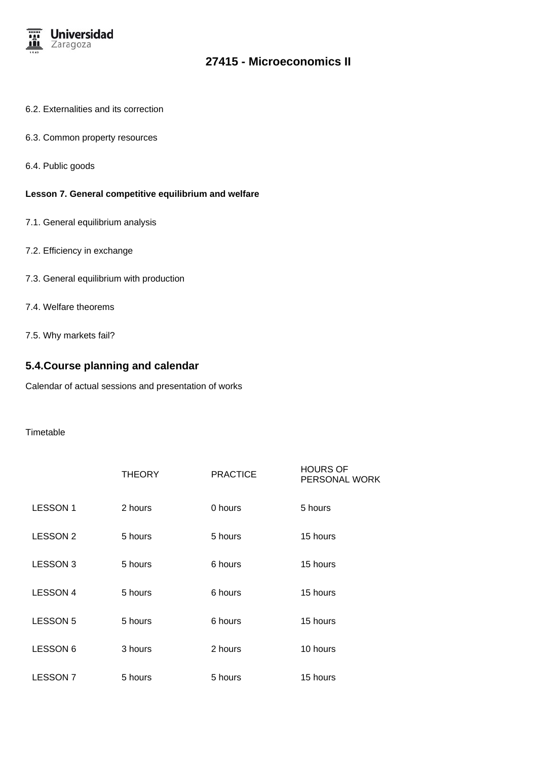6.2. Externalities and its correction

6.3. Common property resources

6.4. Public goods

**Lesson 7. General competitive equilibrium and welfare**

7.1. General equilibrium analysis

7.2. Efficiency in exchange

7.3. General equilibrium with production

7.4. Welfare theorems

7.5. Why markets fail?

## 5.4.Course planning and calendar

Calendar of actual sessions and presentation of works

Timetable

| | THEORY | PRACTICE | HOURS OF PERSONAL WORK |
|---|---|---|---|
| LESSON 1 | 2 hours | 0 hours | 5 hours |
| LESSON 2 | 5 hours | 5 hours | 15 hours |
| LESSON 3 | 5 hours | 6 hours | 15 hours |
| LESSON 4 | 5 hours | 6 hours | 15 hours |
| LESSON 5 | 5 hours | 6 hours | 15 hours |
| LESSON 6 | 3 hours | 2 hours | 10 hours |
| LESSON 7 | 5 hours | 5 hours | 15 hours |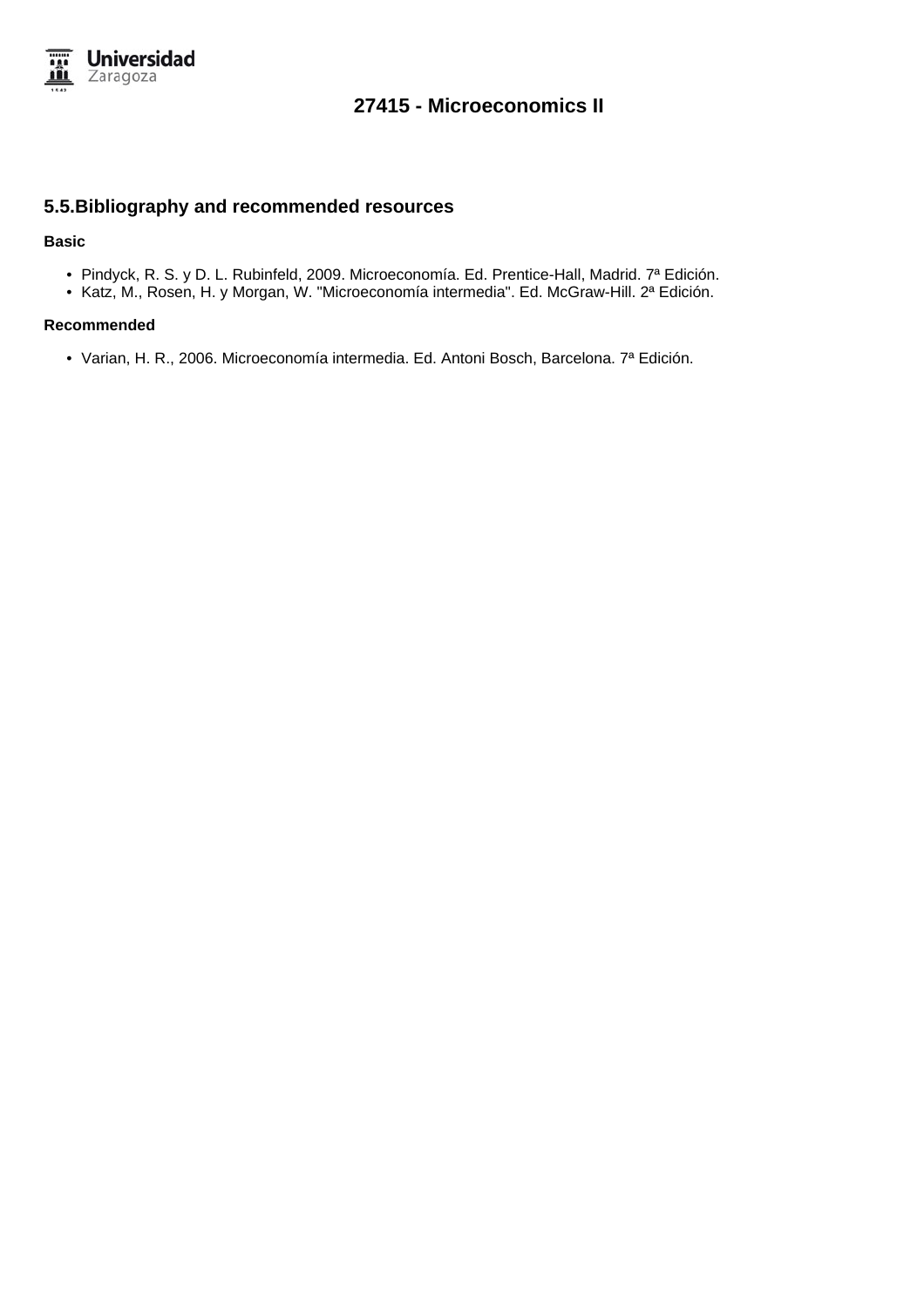# 27415 - Microeconomics II

## 5.5.Bibliography and recommended resources

**Basic**

- Pindyck, R. S. y D. L. Rubinfeld, 2009. Microeconomía. Ed. Prentice-Hall, Madrid. 7ª Edición.
- Katz, M., Rosen, H. y Morgan, W. "Microeconomía intermedia". Ed. McGraw-Hill. 2ª Edición.

**Recommended**

- Varian, H. R., 2006. Microeconomía intermedia. Ed. Antoni Bosch, Barcelona. 7ª Edición.